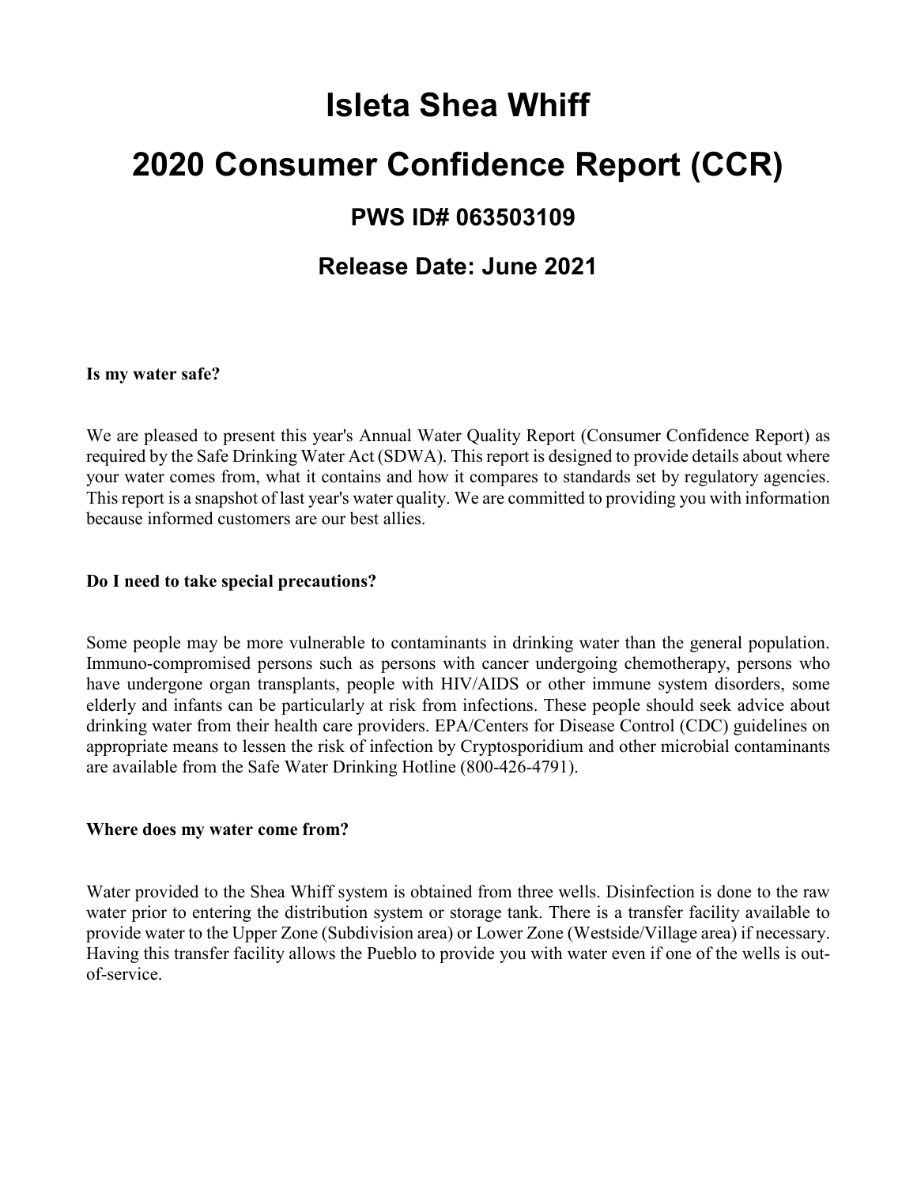# Isleta Shea Whiff

# 2020 Consumer Confidence Report (CCR)

## PWS ID# 063503109

## Release Date: June 2021

**Is my water safe?**

We are pleased to present this year's Annual Water Quality Report (Consumer Confidence Report) as required by the Safe Drinking Water Act (SDWA). This report is designed to provide details about where your water comes from, what it contains and how it compares to standards set by regulatory agencies. This report is a snapshot of last year's water quality. We are committed to providing you with information because informed customers are our best allies.

**Do I need to take special precautions?**

Some people may be more vulnerable to contaminants in drinking water than the general population. Immuno-compromised persons such as persons with cancer undergoing chemotherapy, persons who have undergone organ transplants, people with HIV/AIDS or other immune system disorders, some elderly and infants can be particularly at risk from infections. These people should seek advice about drinking water from their health care providers. EPA/Centers for Disease Control (CDC) guidelines on appropriate means to lessen the risk of infection by Cryptosporidium and other microbial contaminants are available from the Safe Water Drinking Hotline (800-426-4791).

**Where does my water come from?**

Water provided to the Shea Whiff system is obtained from three wells. Disinfection is done to the raw water prior to entering the distribution system or storage tank. There is a transfer facility available to provide water to the Upper Zone (Subdivision area) or Lower Zone (Westside/Village area) if necessary. Having this transfer facility allows the Pueblo to provide you with water even if one of the wells is out-of-service.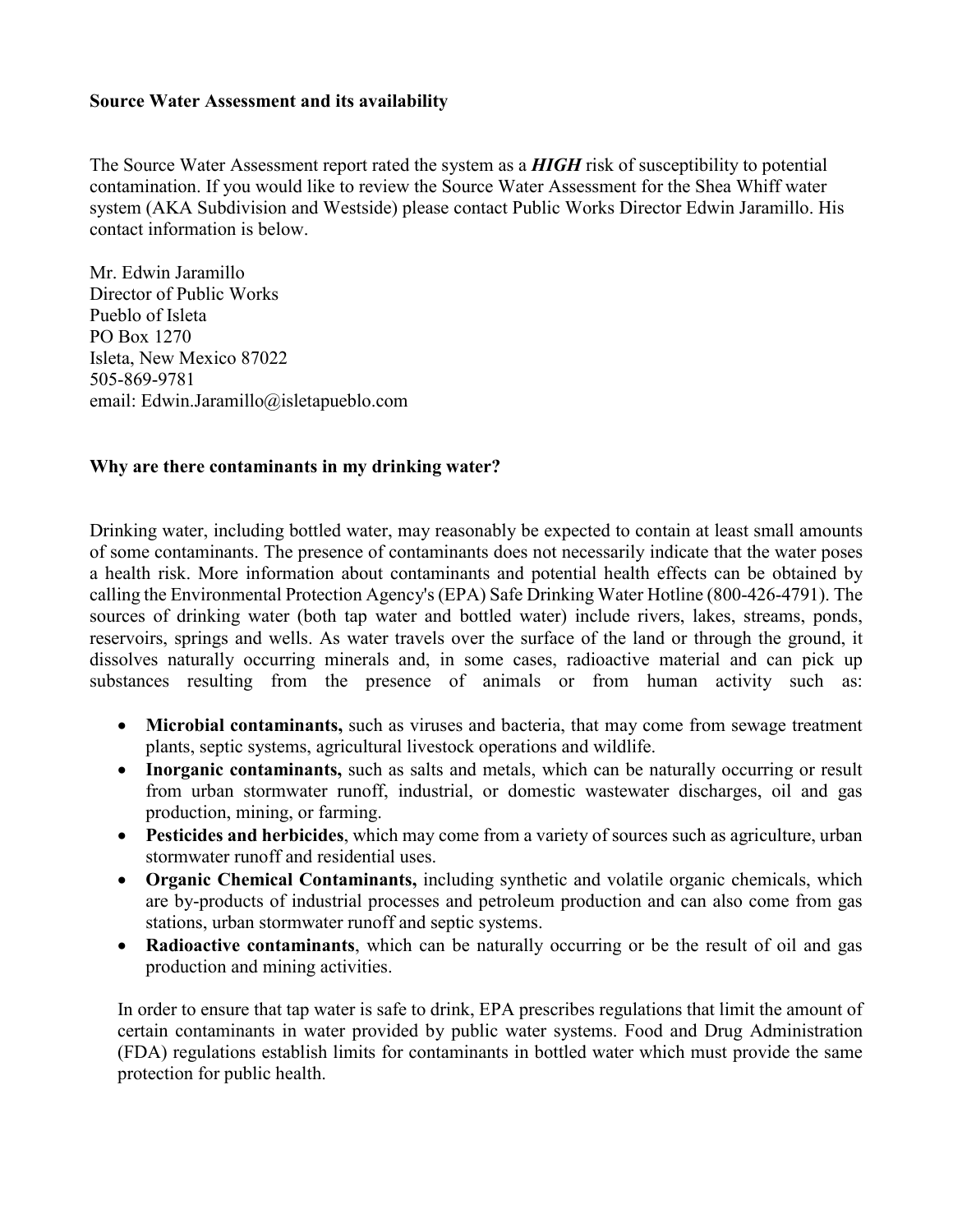**Source Water Assessment and its availability**

The Source Water Assessment report rated the system as a ***HIGH*** risk of susceptibility to potential contamination. If you would like to review the Source Water Assessment for the Shea Whiff water system (AKA Subdivision and Westside) please contact Public Works Director Edwin Jaramillo. His contact information is below.

Mr. Edwin Jaramillo
Director of Public Works
Pueblo of Isleta
PO Box 1270
Isleta, New Mexico 87022
505-869-9781
email: Edwin.Jaramillo@isletapueblo.com

**Why are there contaminants in my drinking water?**

Drinking water, including bottled water, may reasonably be expected to contain at least small amounts of some contaminants. The presence of contaminants does not necessarily indicate that the water poses a health risk. More information about contaminants and potential health effects can be obtained by calling the Environmental Protection Agency's (EPA) Safe Drinking Water Hotline (800-426-4791). The sources of drinking water (both tap water and bottled water) include rivers, lakes, streams, ponds, reservoirs, springs and wells. As water travels over the surface of the land or through the ground, it dissolves naturally occurring minerals and, in some cases, radioactive material and can pick up substances resulting from the presence of animals or from human activity such as:

- **Microbial contaminants,** such as viruses and bacteria, that may come from sewage treatment plants, septic systems, agricultural livestock operations and wildlife.
- **Inorganic contaminants,** such as salts and metals, which can be naturally occurring or result from urban stormwater runoff, industrial, or domestic wastewater discharges, oil and gas production, mining, or farming.
- **Pesticides and herbicides**, which may come from a variety of sources such as agriculture, urban stormwater runoff and residential uses.
- **Organic Chemical Contaminants,** including synthetic and volatile organic chemicals, which are by-products of industrial processes and petroleum production and can also come from gas stations, urban stormwater runoff and septic systems.
- **Radioactive contaminants**, which can be naturally occurring or be the result of oil and gas production and mining activities.

In order to ensure that tap water is safe to drink, EPA prescribes regulations that limit the amount of certain contaminants in water provided by public water systems. Food and Drug Administration (FDA) regulations establish limits for contaminants in bottled water which must provide the same protection for public health.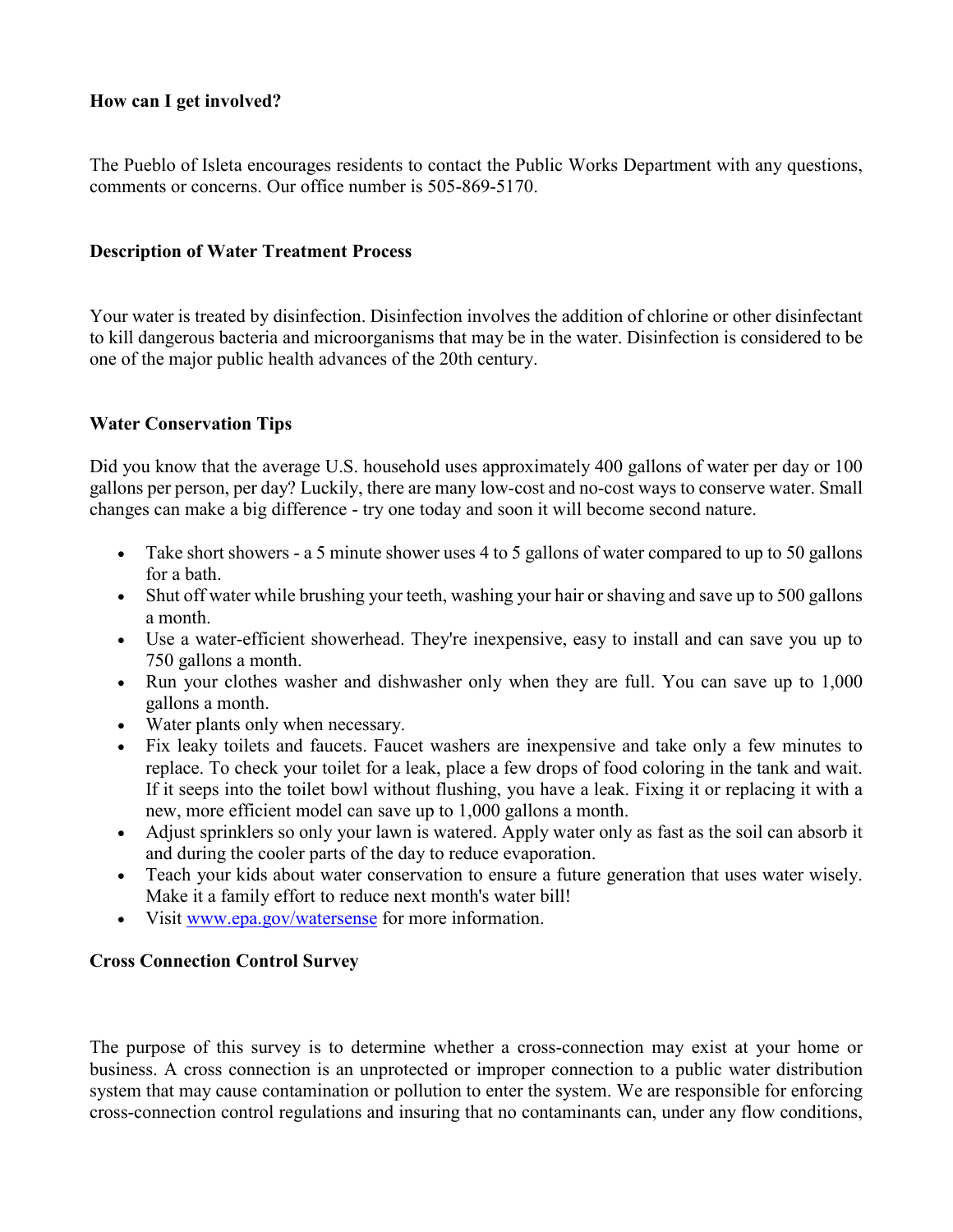**How can I get involved?**

The Pueblo of Isleta encourages residents to contact the Public Works Department with any questions, comments or concerns. Our office number is 505-869-5170.

**Description of Water Treatment Process**

Your water is treated by disinfection. Disinfection involves the addition of chlorine or other disinfectant to kill dangerous bacteria and microorganisms that may be in the water. Disinfection is considered to be one of the major public health advances of the 20th century.

**Water Conservation Tips**

Did you know that the average U.S. household uses approximately 400 gallons of water per day or 100 gallons per person, per day? Luckily, there are many low-cost and no-cost ways to conserve water. Small changes can make a big difference - try one today and soon it will become second nature.

- Take short showers - a 5 minute shower uses 4 to 5 gallons of water compared to up to 50 gallons for a bath.
- Shut off water while brushing your teeth, washing your hair or shaving and save up to 500 gallons a month.
- Use a water-efficient showerhead. They're inexpensive, easy to install and can save you up to 750 gallons a month.
- Run your clothes washer and dishwasher only when they are full. You can save up to 1,000 gallons a month.
- Water plants only when necessary.
- Fix leaky toilets and faucets. Faucet washers are inexpensive and take only a few minutes to replace. To check your toilet for a leak, place a few drops of food coloring in the tank and wait. If it seeps into the toilet bowl without flushing, you have a leak. Fixing it or replacing it with a new, more efficient model can save up to 1,000 gallons a month.
- Adjust sprinklers so only your lawn is watered. Apply water only as fast as the soil can absorb it and during the cooler parts of the day to reduce evaporation.
- Teach your kids about water conservation to ensure a future generation that uses water wisely. Make it a family effort to reduce next month's water bill!
- Visit [www.epa.gov/watersense](http://www.epa.gov/watersense) for more information.

**Cross Connection Control Survey**

The purpose of this survey is to determine whether a cross-connection may exist at your home or business. A cross connection is an unprotected or improper connection to a public water distribution system that may cause contamination or pollution to enter the system. We are responsible for enforcing cross-connection control regulations and insuring that no contaminants can, under any flow conditions,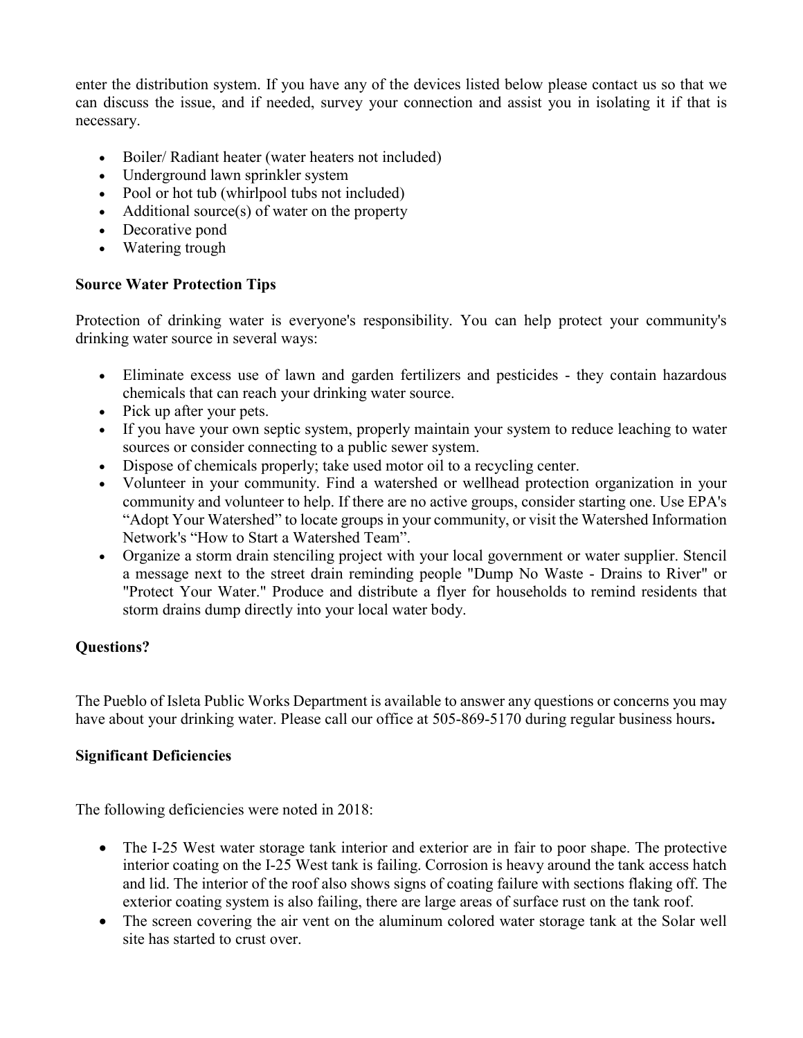enter the distribution system. If you have any of the devices listed below please contact us so that we can discuss the issue, and if needed, survey your connection and assist you in isolating it if that is necessary.

- Boiler/ Radiant heater (water heaters not included)
- Underground lawn sprinkler system
- Pool or hot tub (whirlpool tubs not included)
- Additional source(s) of water on the property
- Decorative pond
- Watering trough

**Source Water Protection Tips**

Protection of drinking water is everyone's responsibility. You can help protect your community's drinking water source in several ways:

- Eliminate excess use of lawn and garden fertilizers and pesticides - they contain hazardous chemicals that can reach your drinking water source.
- Pick up after your pets.
- If you have your own septic system, properly maintain your system to reduce leaching to water sources or consider connecting to a public sewer system.
- Dispose of chemicals properly; take used motor oil to a recycling center.
- Volunteer in your community. Find a watershed or wellhead protection organization in your community and volunteer to help. If there are no active groups, consider starting one. Use EPA's "Adopt Your Watershed" to locate groups in your community, or visit the Watershed Information Network's "How to Start a Watershed Team".
- Organize a storm drain stenciling project with your local government or water supplier. Stencil a message next to the street drain reminding people "Dump No Waste - Drains to River" or "Protect Your Water." Produce and distribute a flyer for households to remind residents that storm drains dump directly into your local water body.

**Questions?**

The Pueblo of Isleta Public Works Department is available to answer any questions or concerns you may have about your drinking water. Please call our office at 505-869-5170 during regular business hours**.**

**Significant Deficiencies**

The following deficiencies were noted in 2018:

- The I-25 West water storage tank interior and exterior are in fair to poor shape. The protective interior coating on the I-25 West tank is failing. Corrosion is heavy around the tank access hatch and lid. The interior of the roof also shows signs of coating failure with sections flaking off. The exterior coating system is also failing, there are large areas of surface rust on the tank roof.
- The screen covering the air vent on the aluminum colored water storage tank at the Solar well site has started to crust over.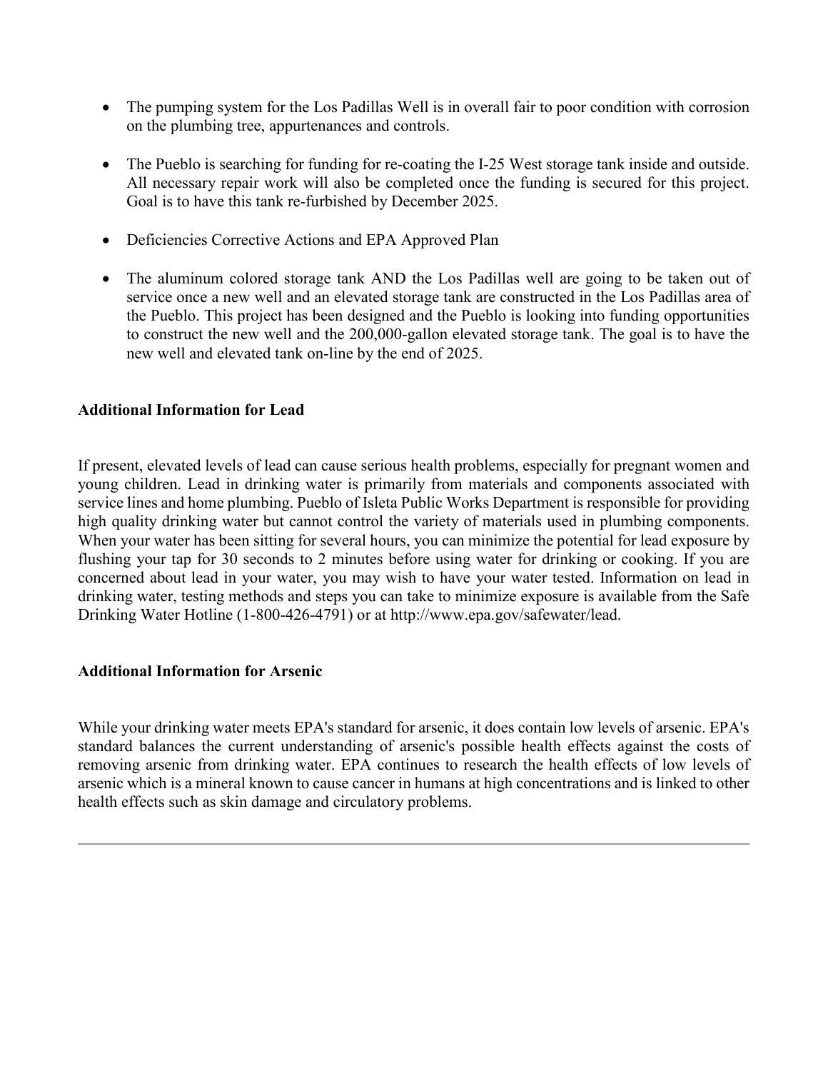- The pumping system for the Los Padillas Well is in overall fair to poor condition with corrosion on the plumbing tree, appurtenances and controls.

- The Pueblo is searching for funding for re-coating the I-25 West storage tank inside and outside. All necessary repair work will also be completed once the funding is secured for this project. Goal is to have this tank re-furbished by December 2025.

- Deficiencies Corrective Actions and EPA Approved Plan

- The aluminum colored storage tank AND the Los Padillas well are going to be taken out of service once a new well and an elevated storage tank are constructed in the Los Padillas area of the Pueblo. This project has been designed and the Pueblo is looking into funding opportunities to construct the new well and the 200,000-gallon elevated storage tank. The goal is to have the new well and elevated tank on-line by the end of 2025.

**Additional Information for Lead**

If present, elevated levels of lead can cause serious health problems, especially for pregnant women and young children. Lead in drinking water is primarily from materials and components associated with service lines and home plumbing. Pueblo of Isleta Public Works Department is responsible for providing high quality drinking water but cannot control the variety of materials used in plumbing components. When your water has been sitting for several hours, you can minimize the potential for lead exposure by flushing your tap for 30 seconds to 2 minutes before using water for drinking or cooking. If you are concerned about lead in your water, you may wish to have your water tested. Information on lead in drinking water, testing methods and steps you can take to minimize exposure is available from the Safe Drinking Water Hotline (1-800-426-4791) or at http://www.epa.gov/safewater/lead.

**Additional Information for Arsenic**

While your drinking water meets EPA's standard for arsenic, it does contain low levels of arsenic. EPA's standard balances the current understanding of arsenic's possible health effects against the costs of removing arsenic from drinking water. EPA continues to research the health effects of low levels of arsenic which is a mineral known to cause cancer in humans at high concentrations and is linked to other health effects such as skin damage and circulatory problems.

---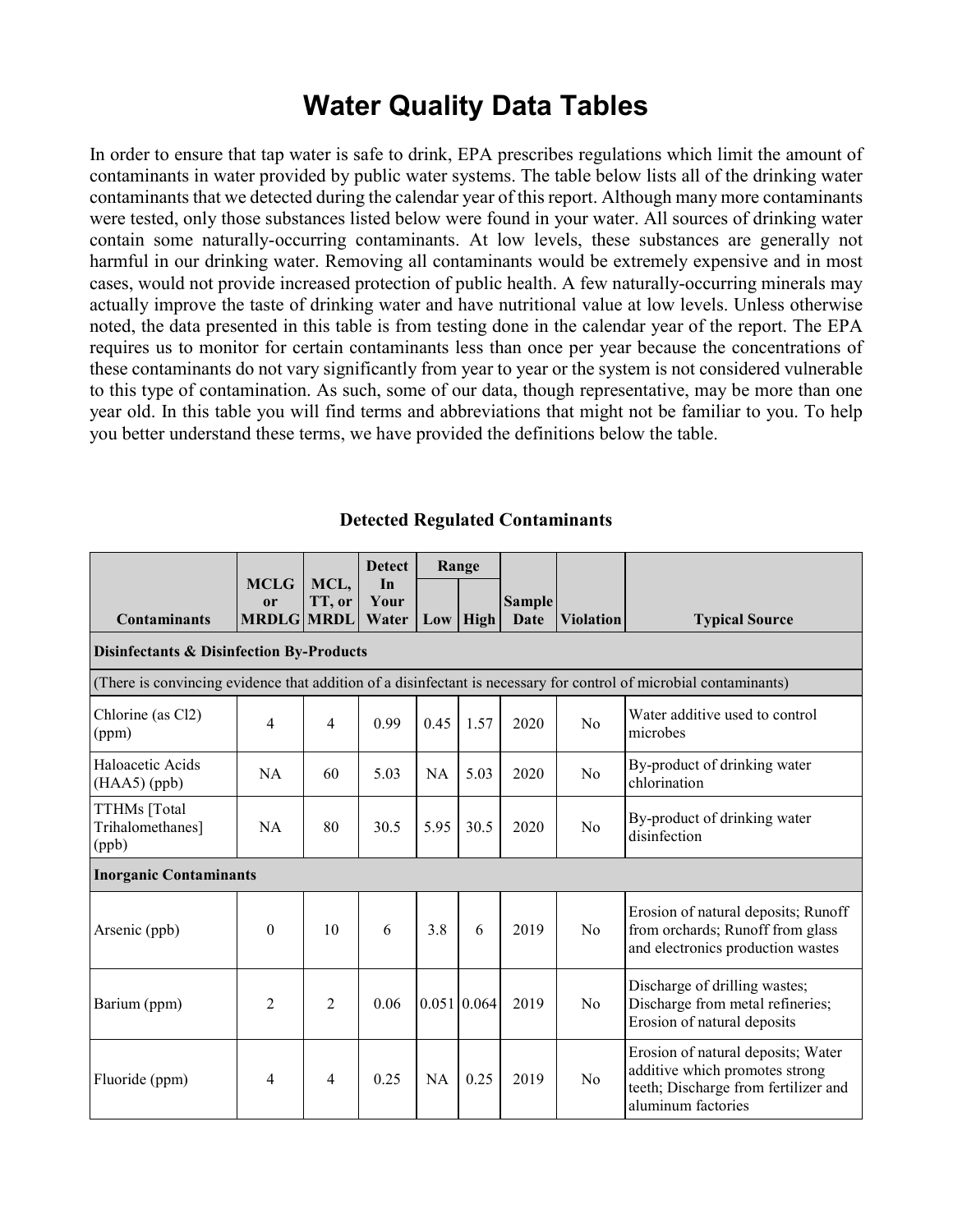# Water Quality Data Tables

In order to ensure that tap water is safe to drink, EPA prescribes regulations which limit the amount of contaminants in water provided by public water systems. The table below lists all of the drinking water contaminants that we detected during the calendar year of this report. Although many more contaminants were tested, only those substances listed below were found in your water. All sources of drinking water contain some naturally-occurring contaminants. At low levels, these substances are generally not harmful in our drinking water. Removing all contaminants would be extremely expensive and in most cases, would not provide increased protection of public health. A few naturally-occurring minerals may actually improve the taste of drinking water and have nutritional value at low levels. Unless otherwise noted, the data presented in this table is from testing done in the calendar year of the report. The EPA requires us to monitor for certain contaminants less than once per year because the concentrations of these contaminants do not vary significantly from year to year or the system is not considered vulnerable to this type of contamination. As such, some of our data, though representative, may be more than one year old. In this table you will find terms and abbreviations that might not be familiar to you. To help you better understand these terms, we have provided the definitions below the table.

**Detected Regulated Contaminants**

| Contaminants | MCLG or MRDLG | MCL, TT, or MRDL | Detect In Your Water | Range | | Sample Date | Violation | Typical Source |
|---|---|---|---|---|---|---|---|---|
| | | | | Low | High | | | |
| **Disinfectants & Disinfection By-Products** | | | | | | | | |
| (There is convincing evidence that addition of a disinfectant is necessary for control of microbial contaminants) | | | | | | | | |
| Chlorine (as Cl2) (ppm) | 4 | 4 | 0.99 | 0.45 | 1.57 | 2020 | No | Water additive used to control microbes |
| Haloacetic Acids (HAA5) (ppb) | NA | 60 | 5.03 | NA | 5.03 | 2020 | No | By-product of drinking water chlorination |
| TTHMs [Total Trihalomethanes] (ppb) | NA | 80 | 30.5 | 5.95 | 30.5 | 2020 | No | By-product of drinking water disinfection |
| **Inorganic Contaminants** | | | | | | | | |
| Arsenic (ppb) | 0 | 10 | 6 | 3.8 | 6 | 2019 | No | Erosion of natural deposits; Runoff from orchards; Runoff from glass and electronics production wastes |
| Barium (ppm) | 2 | 2 | 0.06 | 0.051 | 0.064 | 2019 | No | Discharge of drilling wastes; Discharge from metal refineries; Erosion of natural deposits |
| Fluoride (ppm) | 4 | 4 | 0.25 | NA | 0.25 | 2019 | No | Erosion of natural deposits; Water additive which promotes strong teeth; Discharge from fertilizer and aluminum factories |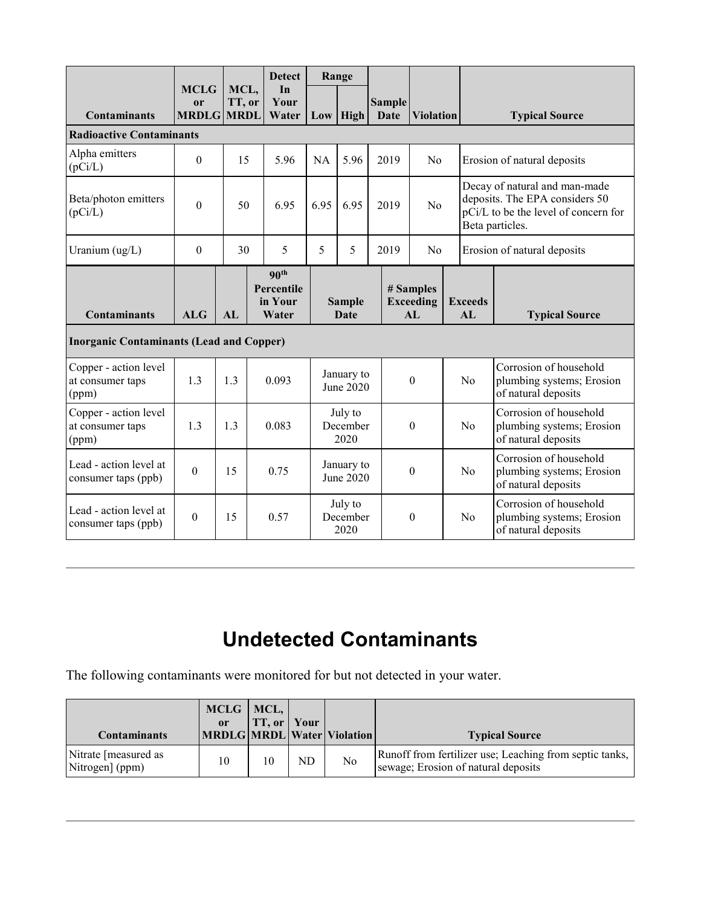| Contaminants | MCLG or MRDLG | MCL, TT, or MRDL | Detect In Your Water | Range | | Sample Date | Violation | Typical Source |
|---|---|---|---|---|---|---|---|---|
| | | | | Low | High | | | |
| **Radioactive Contaminants** | | | | | | | | |
| Alpha emitters (pCi/L) | 0 | 15 | 5.96 | NA | 5.96 | 2019 | No | Erosion of natural deposits |
| Beta/photon emitters (pCi/L) | 0 | 50 | 6.95 | 6.95 | 6.95 | 2019 | No | Decay of natural and man-made deposits. The EPA considers 50 pCi/L to be the level of concern for Beta particles. |
| Uranium (ug/L) | 0 | 30 | 5 | 5 | 5 | 2019 | No | Erosion of natural deposits |

| Contaminants | ALG | AL | 90th Percentile in Your Water | Sample Date | # Samples Exceeding AL | Exceeds AL | Typical Source |
|---|---|---|---|---|---|---|---|
| **Inorganic Contaminants (Lead and Copper)** | | | | | | | |
| Copper - action level at consumer taps (ppm) | 1.3 | 1.3 | 0.093 | January to June 2020 | 0 | No | Corrosion of household plumbing systems; Erosion of natural deposits |
| Copper - action level at consumer taps (ppm) | 1.3 | 1.3 | 0.083 | July to December 2020 | 0 | No | Corrosion of household plumbing systems; Erosion of natural deposits |
| Lead - action level at consumer taps (ppb) | 0 | 15 | 0.75 | January to June 2020 | 0 | No | Corrosion of household plumbing systems; Erosion of natural deposits |
| Lead - action level at consumer taps (ppb) | 0 | 15 | 0.57 | July to December 2020 | 0 | No | Corrosion of household plumbing systems; Erosion of natural deposits |

# Undetected Contaminants

The following contaminants were monitored for but not detected in your water.

| Contaminants | MCLG or MRDLG | MCL, TT, or MRDL | Your Water | Violation | Typical Source |
|---|---|---|---|---|---|
| Nitrate [measured as Nitrogen] (ppm) | 10 | 10 | ND | No | Runoff from fertilizer use; Leaching from septic tanks, sewage; Erosion of natural deposits |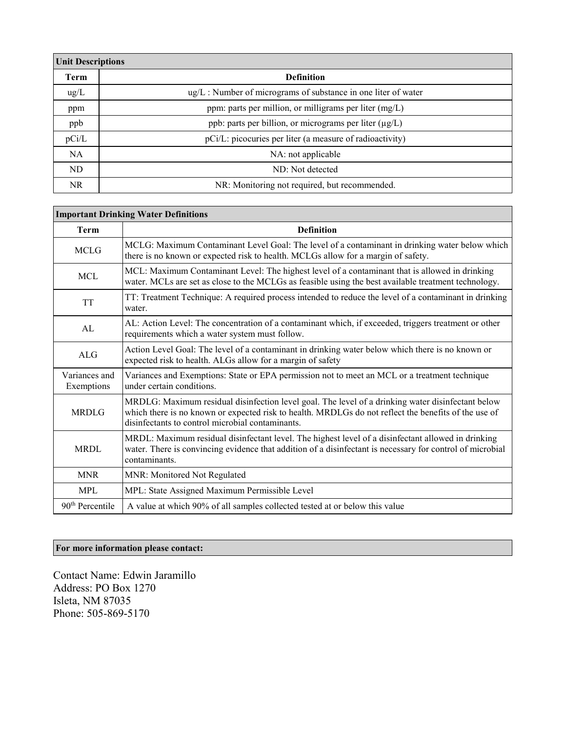| Unit Descriptions | |
|---|---|
| **Term** | **Definition** |
| ug/L | ug/L : Number of micrograms of substance in one liter of water |
| ppm | ppm: parts per million, or milligrams per liter (mg/L) |
| ppb | ppb: parts per billion, or micrograms per liter (µg/L) |
| pCi/L | pCi/L: picocuries per liter (a measure of radioactivity) |
| NA | NA: not applicable |
| ND | ND: Not detected |
| NR | NR: Monitoring not required, but recommended. |

| Important Drinking Water Definitions | |
|---|---|
| **Term** | **Definition** |
| MCLG | MCLG: Maximum Contaminant Level Goal: The level of a contaminant in drinking water below which there is no known or expected risk to health. MCLGs allow for a margin of safety. |
| MCL | MCL: Maximum Contaminant Level: The highest level of a contaminant that is allowed in drinking water. MCLs are set as close to the MCLGs as feasible using the best available treatment technology. |
| TT | TT: Treatment Technique: A required process intended to reduce the level of a contaminant in drinking water. |
| AL | AL: Action Level: The concentration of a contaminant which, if exceeded, triggers treatment or other requirements which a water system must follow. |
| ALG | Action Level Goal: The level of a contaminant in drinking water below which there is no known or expected risk to health. ALGs allow for a margin of safety |
| Variances and Exemptions | Variances and Exemptions: State or EPA permission not to meet an MCL or a treatment technique under certain conditions. |
| MRDLG | MRDLG: Maximum residual disinfection level goal. The level of a drinking water disinfectant below which there is no known or expected risk to health. MRDLGs do not reflect the benefits of the use of disinfectants to control microbial contaminants. |
| MRDL | MRDL: Maximum residual disinfectant level. The highest level of a disinfectant allowed in drinking water. There is convincing evidence that addition of a disinfectant is necessary for control of microbial contaminants. |
| MNR | MNR: Monitored Not Regulated |
| MPL | MPL: State Assigned Maximum Permissible Level |
| 90th Percentile | A value at which 90% of all samples collected tested at or below this value |

**For more information please contact:**

Contact Name: Edwin Jaramillo
Address: PO Box 1270
Isleta, NM 87035
Phone: 505-869-5170